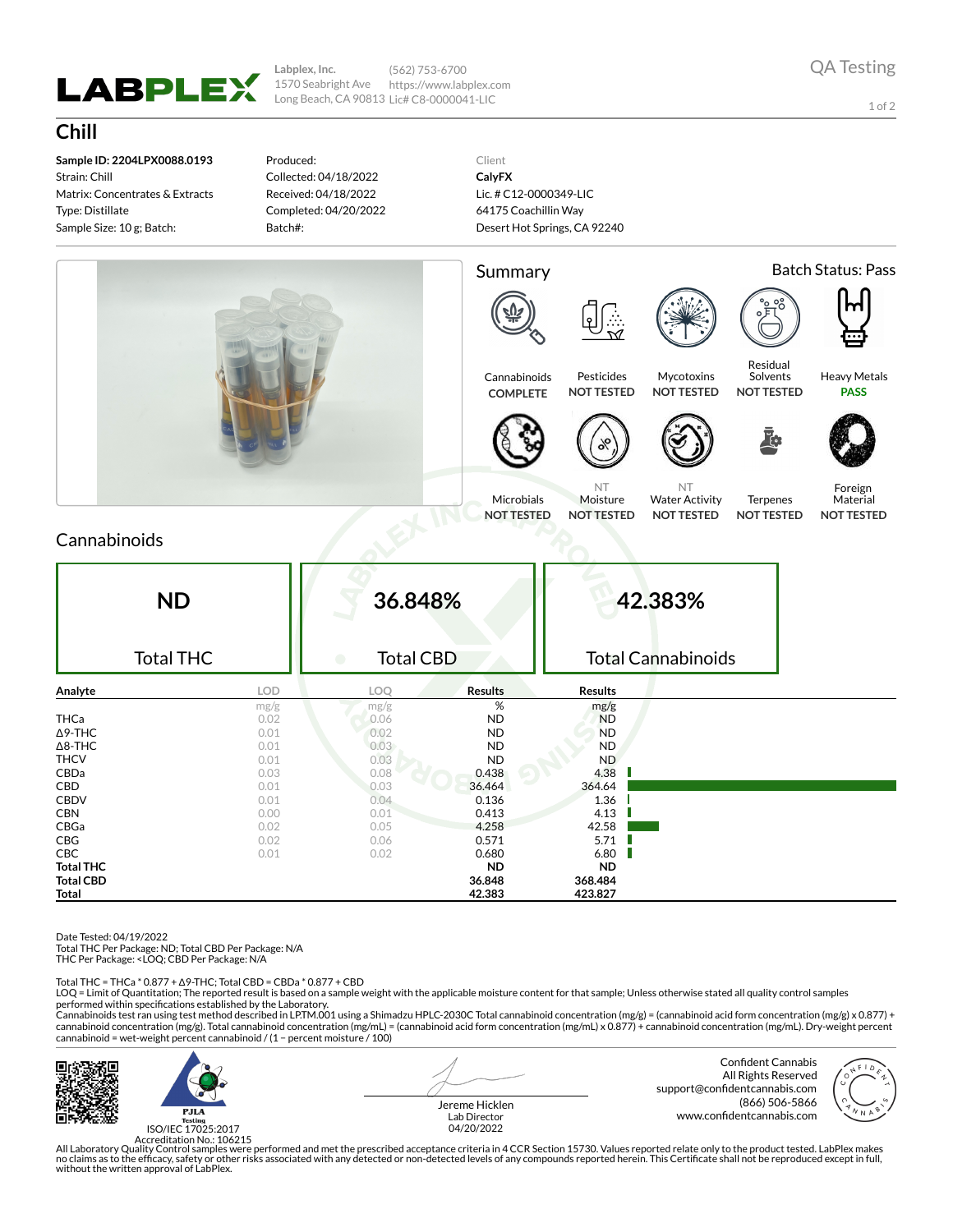Labplex, Inc.
1570 Seabright Ave
Long Beach, CA 90813

(562) 753-6700
https://www.labplex.com
Lic# C8-0000041-LIC

QA Testing

# Chill

**Sample ID: 2204LPX0088.0193**
Strain: Chill
Matrix: Concentrates & Extracts
Type: Distillate
Sample Size: 10 g; Batch:

Produced:
Collected: 04/18/2022
Received: 04/18/2022
Completed: 04/20/2022
Batch#:

Client
**CalyFX**
Lic. # C12-0000349-LIC
64175 Coachillin Way
Desert Hot Springs, CA 92240

## Summary

Batch Status: Pass

| Test | Status |
|---|---|
| Cannabinoids | COMPLETE |
| Pesticides | NOT TESTED |
| Mycotoxins | NOT TESTED |
| Residual Solvents | NOT TESTED |
| Heavy Metals | PASS |
| Microbials | NOT TESTED |
| Moisture | NOT TESTED |
| Water Activity | NOT TESTED |
| Terpenes | NOT TESTED |
| Foreign Material | NOT TESTED |

## Cannabinoids

| ND | 36.848% | 42.383% |
|---|---|---|
| Total THC | Total CBD | Total Cannabinoids |

| Analyte | LOD | LOQ | Results | Results |
|---|---|---|---|---|
| | mg/g | mg/g | % | mg/g |
| THCa | 0.02 | 0.06 | ND | ND |
| Δ9-THC | 0.01 | 0.02 | ND | ND |
| Δ8-THC | 0.01 | 0.03 | ND | ND |
| THCV | 0.01 | 0.03 | ND | ND |
| CBDa | 0.03 | 0.08 | 0.438 | 4.38 |
| CBD | 0.01 | 0.03 | 36.464 | 364.64 |
| CBDV | 0.01 | 0.04 | 0.136 | 1.36 |
| CBN | 0.00 | 0.01 | 0.413 | 4.13 |
| CBGa | 0.02 | 0.05 | 4.258 | 42.58 |
| CBG | 0.02 | 0.06 | 0.571 | 5.71 |
| CBC | 0.01 | 0.02 | 0.680 | 6.80 |
| **Total THC** | | | ND | ND |
| **Total CBD** | | | 36.848 | 368.484 |
| **Total** | | | 42.383 | 423.827 |

Date Tested: 04/19/2022
Total THC Per Package: ND; Total CBD Per Package: N/A
THC Per Package: <LOQ; CBD Per Package: N/A

Total THC = THCa * 0.877 + Δ9-THC; Total CBD = CBDa * 0.877 + CBD
LOQ = Limit of Quantitation; The reported result is based on a sample weight with the applicable moisture content for that sample; Unless otherwise stated all quality control samples performed within specifications established by the Laboratory.
Cannabinoids test ran using test method described in LPTM.001 using a Shimadzu HPLC-2030C Total cannabinoid concentration (mg/g) = (cannabinoid acid form concentration (mg/g) x 0.877) + cannabinoid concentration (mg/g). Total cannabinoid concentration (mg/mL) = (cannabinoid acid form concentration (mg/mL) x 0.877) + cannabinoid concentration (mg/mL). Dry-weight percent cannabinoid = wet-weight percent cannabinoid / (1 − percent moisture / 100)

PJLA Testing
ISO/IEC 17025:2017
Accreditation No.: 106215

Jereme Hicklen
Lab Director
04/20/2022

Confident Cannabis
All Rights Reserved
support@confidentcannabis.com
(866) 506-5866
www.confidentcannabis.com

All Laboratory Quality Control samples were performed and met the prescribed acceptance criteria in 4 CCR Section 15730. Values reported relate only to the product tested. LabPlex makes no claims as to the efficacy, safety or other risks associated with any detected or non-detected levels of any compounds reported herein. This Certificate shall not be reproduced except in full, without the written approval of LabPlex.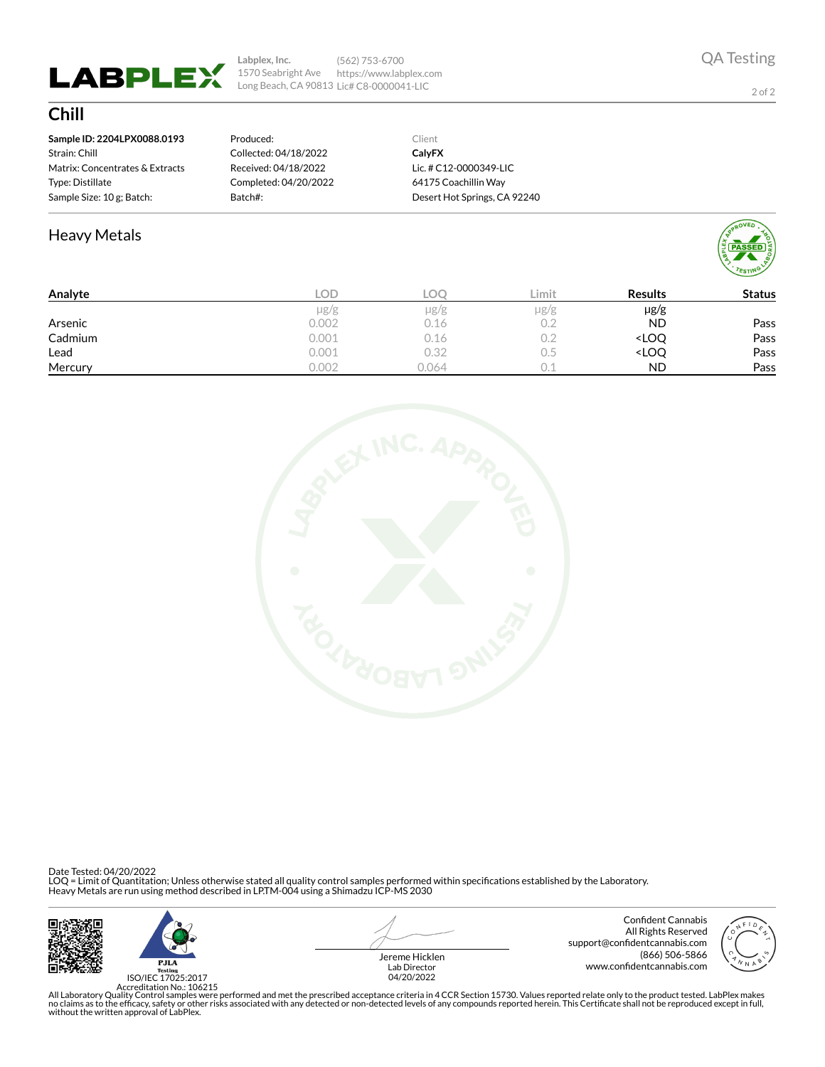**Labplex, Inc.**
1570 Seabright Ave
Long Beach, CA 90813
(562) 753-6700
https://www.labplex.com
Lic# C8-0000041-LIC

QA Testing

# Chill

| | | |
|---|---|---|
| **Sample ID: 2204LPX0088.0193** | Produced: | Client |
| Strain: Chill | Collected: 04/18/2022 | **CalyFX** |
| Matrix: Concentrates & Extracts | Received: 04/18/2022 | Lic. # C12-0000349-LIC |
| Type: Distillate | Completed: 04/20/2022 | 64175 Coachillin Way |
| Sample Size: 10 g; Batch: | Batch#: | Desert Hot Springs, CA 92240 |

## Heavy Metals

PASSED

| Analyte | LOD | LOQ | Limit | Results | Status |
|---|---|---|---|---|---|
| | μg/g | μg/g | μg/g | μg/g | |
| Arsenic | 0.002 | 0.16 | 0.2 | ND | Pass |
| Cadmium | 0.001 | 0.16 | 0.2 | <LOQ | Pass |
| Lead | 0.001 | 0.32 | 0.5 | <LOQ | Pass |
| Mercury | 0.002 | 0.064 | 0.1 | ND | Pass |

Date Tested: 04/20/2022
LOQ = Limit of Quantitation; Unless otherwise stated all quality control samples performed within specifications established by the Laboratory.
Heavy Metals are run using method described in LP.TM-004 using a Shimadzu ICP-MS 2030

PJLA Testing
ISO/IEC 17025:2017
Accreditation No.: 106215

Jereme Hicklen
Lab Director
04/20/2022

Confident Cannabis
All Rights Reserved
support@confidentcannabis.com
(866) 506-5866
www.confidentcannabis.com

All Laboratory Quality Control samples were performed and met the prescribed acceptance criteria in 4 CCR Section 15730. Values reported relate only to the product tested. LabPlex makes no claims as to the efficacy, safety or other risks associated with any detected or non-detected levels of any compounds reported herein. This Certificate shall not be reproduced except in full, without the written approval of LabPlex.